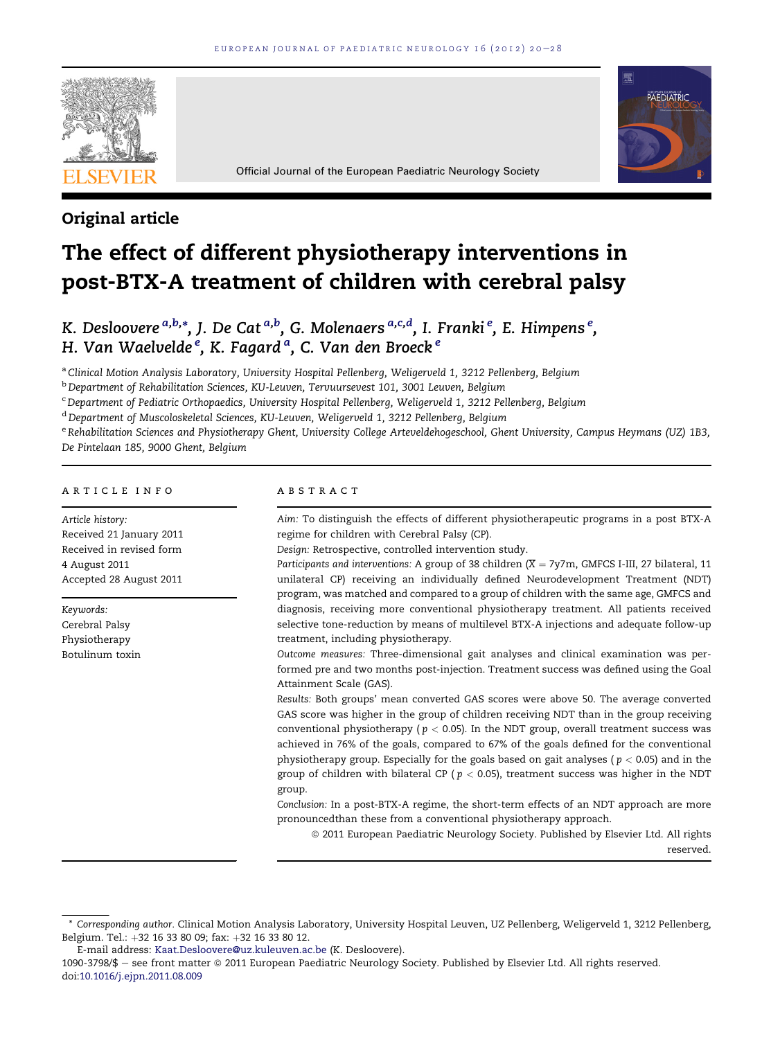Original article

# The effect of different physiotherapy interventions in post-BTX-A treatment of children with cerebral palsy

K. Desloovere [a,b,*], J. De Cat [a,b], G. Molenaers [a,c,d], I. Franki [e], E. Himpens [e], H. Van Waelvelde [e], K. Fagard [a], C. Van den Broeck [e]

[a] Clinical Motion Analysis Laboratory, University Hospital Pellenberg, Weligerveld 1, 3212 Pellenberg, Belgium

[b] Department of Rehabilitation Sciences, KU-Leuven, Tervuursevest 101, 3001 Leuven, Belgium

[c] Department of Pediatric Orthopaedics, University Hospital Pellenberg, Weligerveld 1, 3212 Pellenberg, Belgium

[d] Department of Muscoloskeletal Sciences, KU-Leuven, Weligerveld 1, 3212 Pellenberg, Belgium

[e] Rehabilitation Sciences and Physiotherapy Ghent, University College Arteveldehogeschool, Ghent University, Campus Heymans (UZ) 1B3, De Pintelaan 185, 9000 Ghent, Belgium

## ARTICLE INFO

*Article history:*
Received 21 January 2011
Received in revised form
4 August 2011
Accepted 28 August 2011

*Keywords:*
Cerebral Palsy
Physiotherapy
Botulinum toxin

## ABSTRACT

*Aim:* To distinguish the effects of different physiotherapeutic programs in a post BTX-A regime for children with Cerebral Palsy (CP).

*Design:* Retrospective, controlled intervention study.

*Participants and interventions:* A group of 38 children ($\overline{X}$ = 7y7m, GMFCS I-III, 27 bilateral, 11 unilateral CP) receiving an individually defined Neurodevelopment Treatment (NDT) program, was matched and compared to a group of children with the same age, GMFCS and diagnosis, receiving more conventional physiotherapy treatment. All patients received selective tone-reduction by means of multilevel BTX-A injections and adequate follow-up treatment, including physiotherapy.

*Outcome measures:* Three-dimensional gait analyses and clinical examination was performed pre and two months post-injection. Treatment success was defined using the Goal Attainment Scale (GAS).

*Results:* Both groups' mean converted GAS scores were above 50. The average converted GAS score was higher in the group of children receiving NDT than in the group receiving conventional physiotherapy ($p < 0.05$). In the NDT group, overall treatment success was achieved in 76% of the goals, compared to 67% of the goals defined for the conventional physiotherapy group. Especially for the goals based on gait analyses ($p < 0.05$) and in the group of children with bilateral CP ($p < 0.05$), treatment success was higher in the NDT group.

*Conclusion:* In a post-BTX-A regime, the short-term effects of an NDT approach are more pronouncedthan these from a conventional physiotherapy approach.

© 2011 European Paediatric Neurology Society. Published by Elsevier Ltd. All rights reserved.

---

\* *Corresponding author.* Clinical Motion Analysis Laboratory, University Hospital Leuven, UZ Pellenberg, Weligerveld 1, 3212 Pellenberg, Belgium. Tel.: +32 16 33 80 09; fax: +32 16 33 80 12.

E-mail address: Kaat.Desloovere@uz.kuleuven.ac.be (K. Desloovere).

1090-3798/$ – see front matter © 2011 European Paediatric Neurology Society. Published by Elsevier Ltd. All rights reserved.
doi:10.1016/j.ejpn.2011.08.009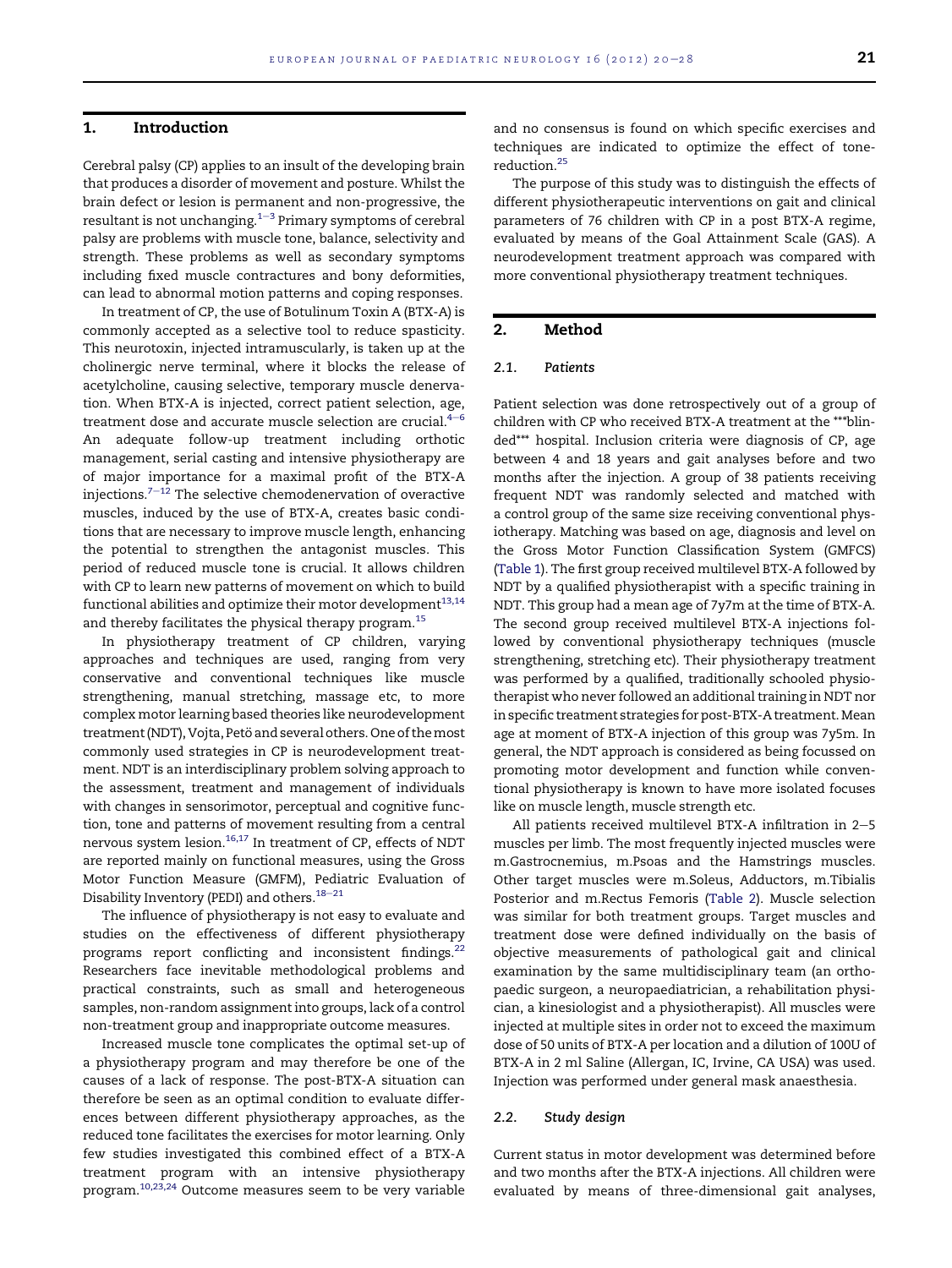## 1. Introduction

Cerebral palsy (CP) applies to an insult of the developing brain that produces a disorder of movement and posture. Whilst the brain defect or lesion is permanent and non-progressive, the resultant is not unchanging.[1–3] Primary symptoms of cerebral palsy are problems with muscle tone, balance, selectivity and strength. These problems as well as secondary symptoms including fixed muscle contractures and bony deformities, can lead to abnormal motion patterns and coping responses.

In treatment of CP, the use of Botulinum Toxin A (BTX-A) is commonly accepted as a selective tool to reduce spasticity. This neurotoxin, injected intramuscularly, is taken up at the cholinergic nerve terminal, where it blocks the release of acetylcholine, causing selective, temporary muscle denervation. When BTX-A is injected, correct patient selection, age, treatment dose and accurate muscle selection are crucial.[4–6] An adequate follow-up treatment including orthotic management, serial casting and intensive physiotherapy are of major importance for a maximal profit of the BTX-A injections.[7–12] The selective chemodenervation of overactive muscles, induced by the use of BTX-A, creates basic conditions that are necessary to improve muscle length, enhancing the potential to strengthen the antagonist muscles. This period of reduced muscle tone is crucial. It allows children with CP to learn new patterns of movement on which to build functional abilities and optimize their motor development[13,14] and thereby facilitates the physical therapy program.[15]

In physiotherapy treatment of CP children, varying approaches and techniques are used, ranging from very conservative and conventional techniques like muscle strengthening, manual stretching, massage etc, to more complex motor learning based theories like neurodevelopment treatment (NDT), Vojta, Petö and several others. One of the most commonly used strategies in CP is neurodevelopment treatment. NDT is an interdisciplinary problem solving approach to the assessment, treatment and management of individuals with changes in sensorimotor, perceptual and cognitive function, tone and patterns of movement resulting from a central nervous system lesion.[16,17] In treatment of CP, effects of NDT are reported mainly on functional measures, using the Gross Motor Function Measure (GMFM), Pediatric Evaluation of Disability Inventory (PEDI) and others.[18–21]

The influence of physiotherapy is not easy to evaluate and studies on the effectiveness of different physiotherapy programs report conflicting and inconsistent findings.[22] Researchers face inevitable methodological problems and practical constraints, such as small and heterogeneous samples, non-random assignment into groups, lack of a control non-treatment group and inappropriate outcome measures.

Increased muscle tone complicates the optimal set-up of a physiotherapy program and may therefore be one of the causes of a lack of response. The post-BTX-A situation can therefore be seen as an optimal condition to evaluate differences between different physiotherapy approaches, as the reduced tone facilitates the exercises for motor learning. Only few studies investigated this combined effect of a BTX-A treatment program with an intensive physiotherapy program.[10,23,24] Outcome measures seem to be very variable and no consensus is found on which specific exercises and techniques are indicated to optimize the effect of tone-reduction.[25]

The purpose of this study was to distinguish the effects of different physiotherapeutic interventions on gait and clinical parameters of 76 children with CP in a post BTX-A regime, evaluated by means of the Goal Attainment Scale (GAS). A neurodevelopment treatment approach was compared with more conventional physiotherapy treatment techniques.

## 2. Method

### 2.1. Patients

Patient selection was done retrospectively out of a group of children with CP who received BTX-A treatment at the ***blinded*** hospital. Inclusion criteria were diagnosis of CP, age between 4 and 18 years and gait analyses before and two months after the injection. A group of 38 patients receiving frequent NDT was randomly selected and matched with a control group of the same size receiving conventional physiotherapy. Matching was based on age, diagnosis and level on the Gross Motor Function Classification System (GMFCS) (Table 1). The first group received multilevel BTX-A followed by NDT by a qualified physiotherapist with a specific training in NDT. This group had a mean age of 7y7m at the time of BTX-A. The second group received multilevel BTX-A injections followed by conventional physiotherapy techniques (muscle strengthening, stretching etc). Their physiotherapy treatment was performed by a qualified, traditionally schooled physiotherapist who never followed an additional training in NDT nor in specific treatment strategies for post-BTX-A treatment. Mean age at moment of BTX-A injection of this group was 7y5m. In general, the NDT approach is considered as being focussed on promoting motor development and function while conventional physiotherapy is known to have more isolated focuses like on muscle length, muscle strength etc.

All patients received multilevel BTX-A infiltration in 2–5 muscles per limb. The most frequently injected muscles were m.Gastrocnemius, m.Psoas and the Hamstrings muscles. Other target muscles were m.Soleus, Adductors, m.Tibialis Posterior and m.Rectus Femoris (Table 2). Muscle selection was similar for both treatment groups. Target muscles and treatment dose were defined individually on the basis of objective measurements of pathological gait and clinical examination by the same multidisciplinary team (an orthopaedic surgeon, a neuropaediatrician, a rehabilitation physician, a kinesiologist and a physiotherapist). All muscles were injected at multiple sites in order not to exceed the maximum dose of 50 units of BTX-A per location and a dilution of 100U of BTX-A in 2 ml Saline (Allergan, IC, Irvine, CA USA) was used. Injection was performed under general mask anaesthesia.

### 2.2. Study design

Current status in motor development was determined before and two months after the BTX-A injections. All children were evaluated by means of three-dimensional gait analyses,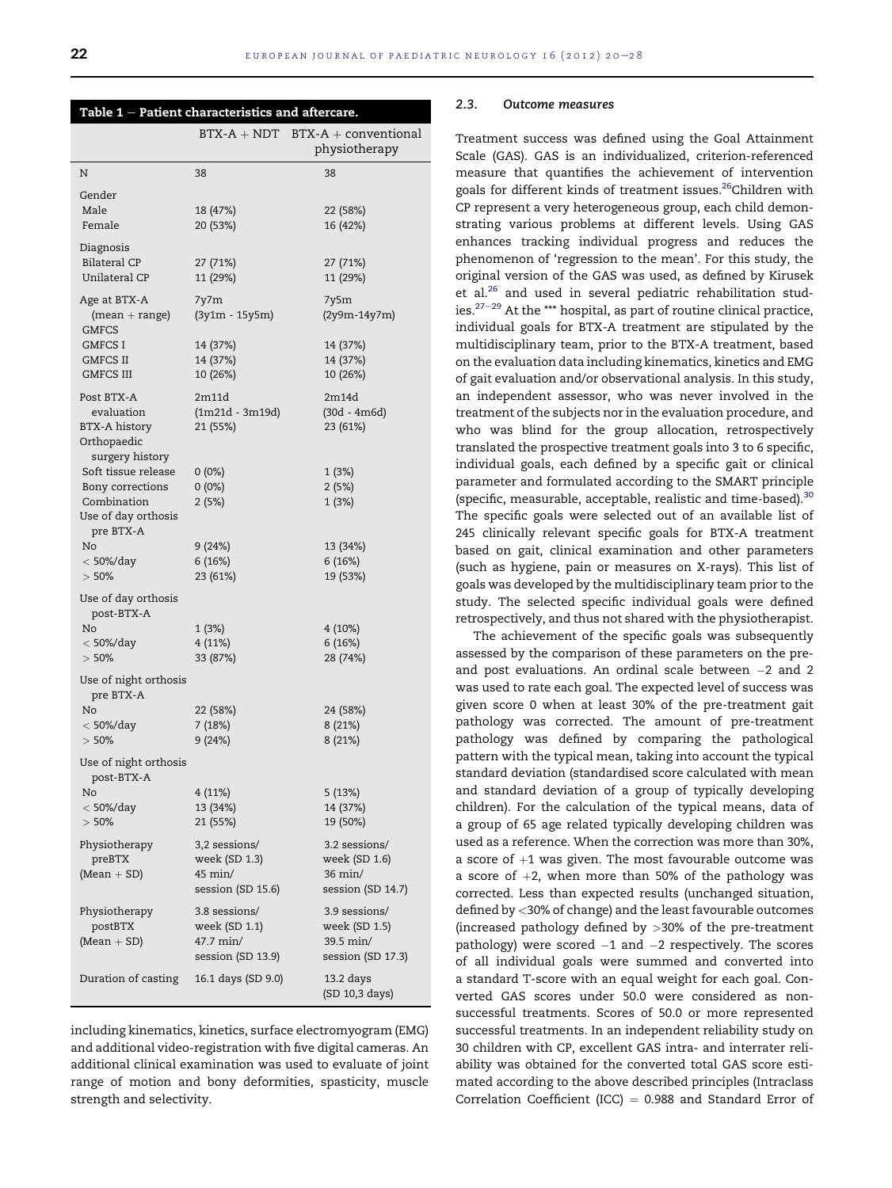**Table 1 – Patient characteristics and aftercare.**

| | BTX-A + NDT | BTX-A + conventional physiotherapy |
|---|---|---|
| N | 38 | 38 |
| Gender | | |
| Male | 18 (47%) | 22 (58%) |
| Female | 20 (53%) | 16 (42%) |
| Diagnosis | | |
| Bilateral CP | 27 (71%) | 27 (71%) |
| Unilateral CP | 11 (29%) | 11 (29%) |
| Age at BTX-A (mean + range) | 7y7m (3y1m - 15y5m) | 7y5m (2y9m-14y7m) |
| GMFCS | | |
| GMFCS I | 14 (37%) | 14 (37%) |
| GMFCS II | 14 (37%) | 14 (37%) |
| GMFCS III | 10 (26%) | 10 (26%) |
| Post BTX-A evaluation | 2m11d (1m21d - 3m19d) | 2m14d (30d - 4m6d) |
| BTX-A history | 21 (55%) | 23 (61%) |
| Orthopaedic surgery history | | |
| Soft tissue release | 0 (0%) | 1 (3%) |
| Bony corrections | 0 (0%) | 2 (5%) |
| Combination | 2 (5%) | 1 (3%) |
| Use of day orthosis pre BTX-A | | |
| No | 9 (24%) | 13 (34%) |
| < 50%/day | 6 (16%) | 6 (16%) |
| > 50% | 23 (61%) | 19 (53%) |
| Use of day orthosis post-BTX-A | | |
| No | 1 (3%) | 4 (10%) |
| < 50%/day | 4 (11%) | 6 (16%) |
| > 50% | 33 (87%) | 28 (74%) |
| Use of night orthosis pre BTX-A | | |
| No | 22 (58%) | 24 (58%) |
| < 50%/day | 7 (18%) | 8 (21%) |
| > 50% | 9 (24%) | 8 (21%) |
| Use of night orthosis post-BTX-A | | |
| No | 4 (11%) | 5 (13%) |
| < 50%/day | 13 (34%) | 14 (37%) |
| > 50% | 21 (55%) | 19 (50%) |
| Physiotherapy preBTX (Mean + SD) | 3,2 sessions/ week (SD 1.3) 45 min/ session (SD 15.6) | 3.2 sessions/ week (SD 1.6) 36 min/ session (SD 14.7) |
| Physiotherapy postBTX (Mean + SD) | 3.8 sessions/ week (SD 1.1) 47.7 min/ session (SD 13.9) | 3.9 sessions/ week (SD 1.5) 39.5 min/ session (SD 17.3) |
| Duration of casting | 16.1 days (SD 9.0) | 13.2 days (SD 10,3 days) |

including kinematics, kinetics, surface electromyogram (EMG) and additional video-registration with five digital cameras. An additional clinical examination was used to evaluate of joint range of motion and bony deformities, spasticity, muscle strength and selectivity.

### 2.3. Outcome measures

Treatment success was defined using the Goal Attainment Scale (GAS). GAS is an individualized, criterion-referenced measure that quantifies the achievement of intervention goals for different kinds of treatment issues.[26] Children with CP represent a very heterogeneous group, each child demonstrating various problems at different levels. Using GAS enhances tracking individual progress and reduces the phenomenon of 'regression to the mean'. For this study, the original version of the GAS was used, as defined by Kirusek et al.[26] and used in several pediatric rehabilitation studies.[27–29] At the *** hospital, as part of routine clinical practice, individual goals for BTX-A treatment are stipulated by the multidisciplinary team, prior to the BTX-A treatment, based on the evaluation data including kinematics, kinetics and EMG of gait evaluation and/or observational analysis. In this study, an independent assessor, who was never involved in the treatment of the subjects nor in the evaluation procedure, and who was blind for the group allocation, retrospectively translated the prospective treatment goals into 3 to 6 specific, individual goals, each defined by a specific gait or clinical parameter and formulated according to the SMART principle (specific, measurable, acceptable, realistic and time-based).[30] The specific goals were selected out of an available list of 245 clinically relevant specific goals for BTX-A treatment based on gait, clinical examination and other parameters (such as hygiene, pain or measures on X-rays). This list of goals was developed by the multidisciplinary team prior to the study. The selected specific individual goals were defined retrospectively, and thus not shared with the physiotherapist.

The achievement of the specific goals was subsequently assessed by the comparison of these parameters on the pre- and post evaluations. An ordinal scale between −2 and 2 was used to rate each goal. The expected level of success was given score 0 when at least 30% of the pre-treatment gait pathology was corrected. The amount of pre-treatment pathology was defined by comparing the pathological pattern with the typical mean, taking into account the typical standard deviation (standardised score calculated with mean and standard deviation of a group of typically developing children). For the calculation of the typical means, data of a group of 65 age related typically developing children was used as a reference. When the correction was more than 30%, a score of +1 was given. The most favourable outcome was a score of +2, when more than 50% of the pathology was corrected. Less than expected results (unchanged situation, defined by <30% of change) and the least favourable outcomes (increased pathology defined by >30% of the pre-treatment pathology) were scored −1 and −2 respectively. The scores of all individual goals were summed and converted into a standard T-score with an equal weight for each goal. Converted GAS scores under 50.0 were considered as non-successful treatments. Scores of 50.0 or more represented successful treatments. In an independent reliability study on 30 children with CP, excellent GAS intra- and interrater reliability was obtained for the converted total GAS score estimated according to the above described principles (Intraclass Correlation Coefficient (ICC) = 0.988 and Standard Error of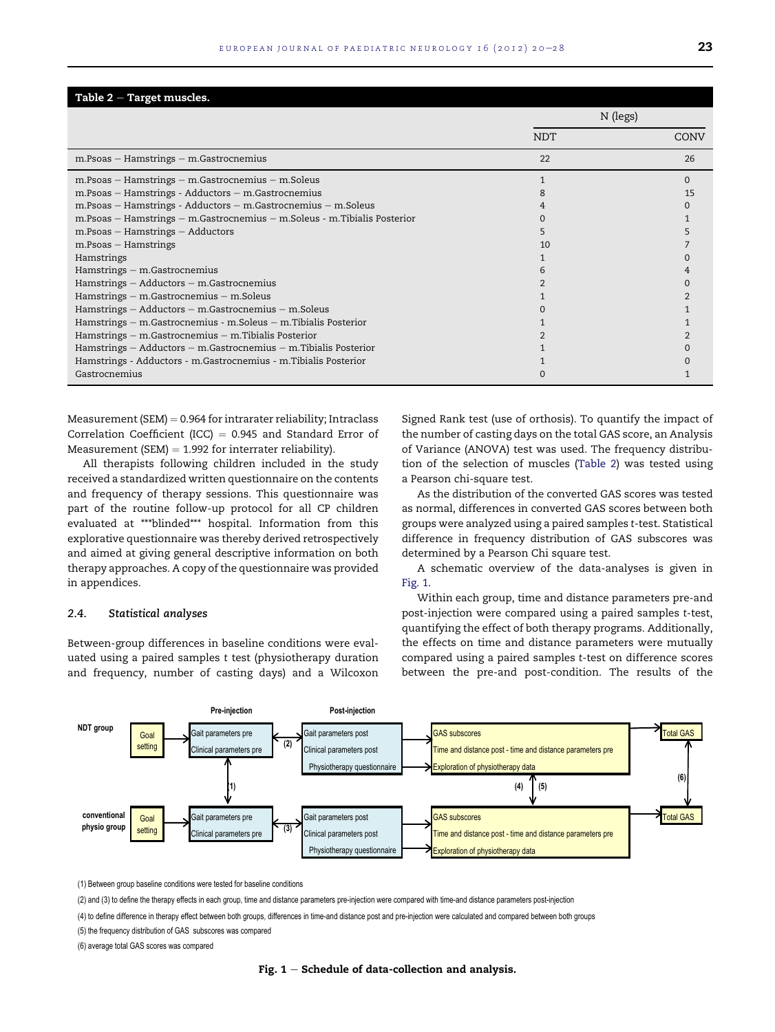**Table 2 – Target muscles.**

| | N (legs) | |
|---|---|---|
| | NDT | CONV |
| m.Psoas – Hamstrings – m.Gastrocnemius | 22 | 26 |
| m.Psoas – Hamstrings – m.Gastrocnemius – m.Soleus | 1 | 0 |
| m.Psoas – Hamstrings - Adductors – m.Gastrocnemius | 8 | 15 |
| m.Psoas – Hamstrings - Adductors – m.Gastrocnemius – m.Soleus | 4 | 0 |
| m.Psoas – Hamstrings – m.Gastrocnemius – m.Soleus - m.Tibialis Posterior | 0 | 1 |
| m.Psoas – Hamstrings – Adductors | 5 | 5 |
| m.Psoas – Hamstrings | 10 | 7 |
| Hamstrings | 1 | 0 |
| Hamstrings – m.Gastrocnemius | 6 | 4 |
| Hamstrings – Adductors – m.Gastrocnemius | 2 | 0 |
| Hamstrings – m.Gastrocnemius – m.Soleus | 1 | 2 |
| Hamstrings – Adductors – m.Gastrocnemius – m.Soleus | 0 | 1 |
| Hamstrings – m.Gastrocnemius - m.Soleus – m.Tibialis Posterior | 1 | 1 |
| Hamstrings – m.Gastrocnemius – m.Tibialis Posterior | 2 | 2 |
| Hamstrings – Adductors – m.Gastrocnemius – m.Tibialis Posterior | 1 | 0 |
| Hamstrings - Adductors - m.Gastrocnemius - m.Tibialis Posterior | 1 | 0 |
| Gastrocnemius | 0 | 1 |

Measurement (SEM) = 0.964 for intrarater reliability; Intraclass Correlation Coefficient (ICC) = 0.945 and Standard Error of Measurement (SEM) = 1.992 for interrater reliability).

All therapists following children included in the study received a standardized written questionnaire on the contents and frequency of therapy sessions. This questionnaire was part of the routine follow-up protocol for all CP children evaluated at ***blinded*** hospital. Information from this explorative questionnaire was thereby derived retrospectively and aimed at giving general descriptive information on both therapy approaches. A copy of the questionnaire was provided in appendices.

### 2.4. *Statistical analyses*

Between-group differences in baseline conditions were evaluated using a paired samples t test (physiotherapy duration and frequency, number of casting days) and a Wilcoxon Signed Rank test (use of orthosis). To quantify the impact of the number of casting days on the total GAS score, an Analysis of Variance (ANOVA) test was used. The frequency distribution of the selection of muscles (Table 2) was tested using a Pearson chi-square test.

As the distribution of the converted GAS scores was tested as normal, differences in converted GAS scores between both groups were analyzed using a paired samples *t*-test. Statistical difference in frequency distribution of GAS subscores was determined by a Pearson Chi square test.

A schematic overview of the data-analyses is given in Fig. 1.

Within each group, time and distance parameters pre-and post-injection were compared using a paired samples *t*-test, quantifying the effect of both therapy programs. Additionally, the effects on time and distance parameters were mutually compared using a paired samples *t*-test on difference scores between the pre-and post-condition. The results of the

(1) Between group baseline conditions were tested for baseline conditions

(2) and (3) to define the therapy effects in each group, time and distance parameters pre-injection were compared with time-and distance parameters post-injection

(4) to define difference in therapy effect between both groups, differences in time-and distance post and pre-injection were calculated and compared between both groups

(5) the frequency distribution of GAS subscores was compared

(6) average total GAS scores was compared

**Fig. 1 – Schedule of data-collection and analysis.**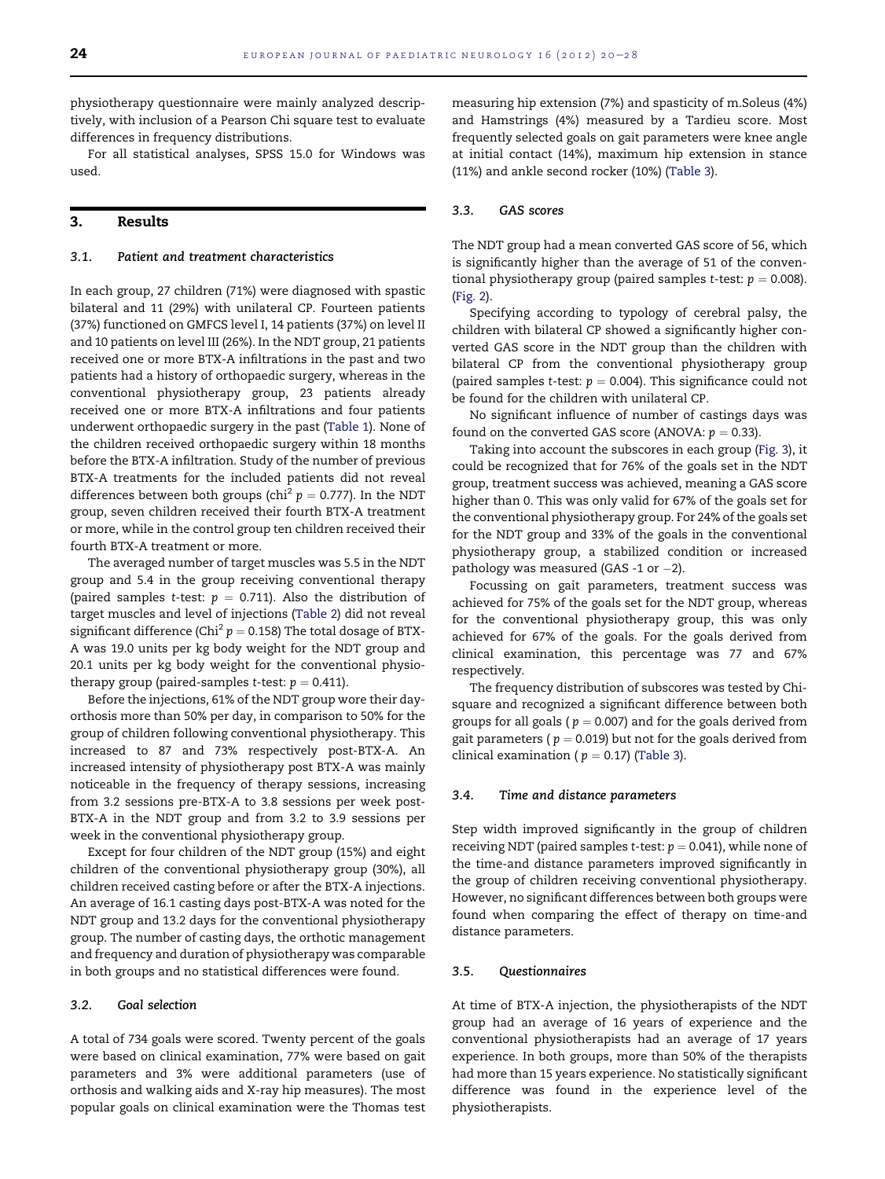physiotherapy questionnaire were mainly analyzed descriptively, with inclusion of a Pearson Chi square test to evaluate differences in frequency distributions.

For all statistical analyses, SPSS 15.0 for Windows was used.

## 3. Results

### 3.1. Patient and treatment characteristics

In each group, 27 children (71%) were diagnosed with spastic bilateral and 11 (29%) with unilateral CP. Fourteen patients (37%) functioned on GMFCS level I, 14 patients (37%) on level II and 10 patients on level III (26%). In the NDT group, 21 patients received one or more BTX-A infiltrations in the past and two patients had a history of orthopaedic surgery, whereas in the conventional physiotherapy group, 23 patients already received one or more BTX-A infiltrations and four patients underwent orthopaedic surgery in the past (Table 1). None of the children received orthopaedic surgery within 18 months before the BTX-A infiltration. Study of the number of previous BTX-A treatments for the included patients did not reveal differences between both groups (chi$^2$ $p = 0.777$). In the NDT group, seven children received their fourth BTX-A treatment or more, while in the control group ten children received their fourth BTX-A treatment or more.

The averaged number of target muscles was 5.5 in the NDT group and 5.4 in the group receiving conventional therapy (paired samples *t*-test: $p = 0.711$). Also the distribution of target muscles and level of injections (Table 2) did not reveal significant difference (Chi$^2$ $p = 0.158$) The total dosage of BTX-A was 19.0 units per kg body weight for the NDT group and 20.1 units per kg body weight for the conventional physiotherapy group (paired-samples *t*-test: $p = 0.411$).

Before the injections, 61% of the NDT group wore their day-orthosis more than 50% per day, in comparison to 50% for the group of children following conventional physiotherapy. This increased to 87 and 73% respectively post-BTX-A. An increased intensity of physiotherapy post BTX-A was mainly noticeable in the frequency of therapy sessions, increasing from 3.2 sessions pre-BTX-A to 3.8 sessions per week post-BTX-A in the NDT group and from 3.2 to 3.9 sessions per week in the conventional physiotherapy group.

Except for four children of the NDT group (15%) and eight children of the conventional physiotherapy group (30%), all children received casting before or after the BTX-A injections. An average of 16.1 casting days post-BTX-A was noted for the NDT group and 13.2 days for the conventional physiotherapy group. The number of casting days, the orthotic management and frequency and duration of physiotherapy was comparable in both groups and no statistical differences were found.

### 3.2. Goal selection

A total of 734 goals were scored. Twenty percent of the goals were based on clinical examination, 77% were based on gait parameters and 3% were additional parameters (use of orthosis and walking aids and X-ray hip measures). The most popular goals on clinical examination were the Thomas test measuring hip extension (7%) and spasticity of m.Soleus (4%) and Hamstrings (4%) measured by a Tardieu score. Most frequently selected goals on gait parameters were knee angle at initial contact (14%), maximum hip extension in stance (11%) and ankle second rocker (10%) (Table 3).

### 3.3. GAS scores

The NDT group had a mean converted GAS score of 56, which is significantly higher than the average of 51 of the conventional physiotherapy group (paired samples *t*-test: $p = 0.008$). (Fig. 2).

Specifying according to typology of cerebral palsy, the children with bilateral CP showed a significantly higher converted GAS score in the NDT group than the children with bilateral CP from the conventional physiotherapy group (paired samples *t*-test: $p = 0.004$). This significance could not be found for the children with unilateral CP.

No significant influence of number of castings days was found on the converted GAS score (ANOVA: $p = 0.33$).

Taking into account the subscores in each group (Fig. 3), it could be recognized that for 76% of the goals set in the NDT group, treatment success was achieved, meaning a GAS score higher than 0. This was only valid for 67% of the goals set for the conventional physiotherapy group. For 24% of the goals set for the NDT group and 33% of the goals in the conventional physiotherapy group, a stabilized condition or increased pathology was measured (GAS -1 or $-2$).

Focussing on gait parameters, treatment success was achieved for 75% of the goals set for the NDT group, whereas for the conventional physiotherapy group, this was only achieved for 67% of the goals. For the goals derived from clinical examination, this percentage was 77 and 67% respectively.

The frequency distribution of subscores was tested by Chi-square and recognized a significant difference between both groups for all goals ($p = 0.007$) and for the goals derived from gait parameters ($p = 0.019$) but not for the goals derived from clinical examination ($p = 0.17$) (Table 3).

### 3.4. Time and distance parameters

Step width improved significantly in the group of children receiving NDT (paired samples *t*-test: $p = 0.041$), while none of the time-and distance parameters improved significantly in the group of children receiving conventional physiotherapy. However, no significant differences between both groups were found when comparing the effect of therapy on time-and distance parameters.

### 3.5. Questionnaires

At time of BTX-A injection, the physiotherapists of the NDT group had an average of 16 years of experience and the conventional physiotherapists had an average of 17 years experience. In both groups, more than 50% of the therapists had more than 15 years experience. No statistically significant difference was found in the experience level of the physiotherapists.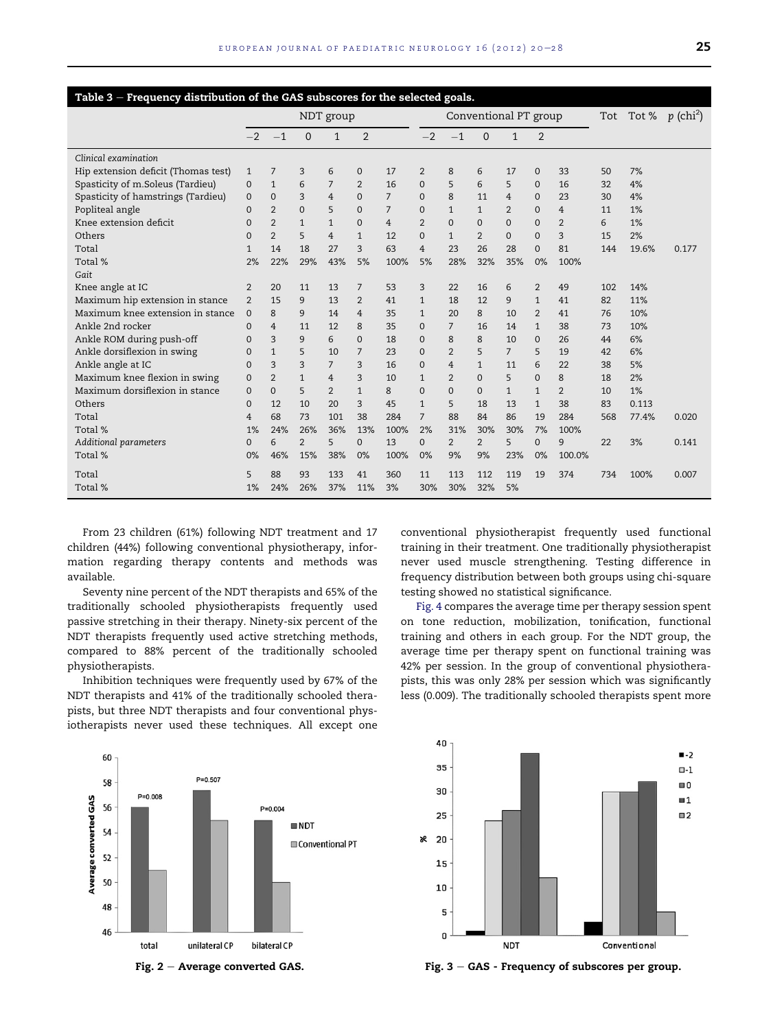**Table 3 – Frequency distribution of the GAS subscores for the selected goals.**

| | NDT group | | | | | | Conventional PT group | | | | | | Tot | Tot % | p (chi$^2$) |
|---|---|---|---|---|---|---|---|---|---|---|---|---|---|---|---|
| | −2 | −1 | 0 | 1 | 2 | | −2 | −1 | 0 | 1 | 2 | | | | |
| *Clinical examination* | | | | | | | | | | | | | | | |
| Hip extension deficit (Thomas test) | 1 | 7 | 3 | 6 | 0 | 17 | 2 | 8 | 6 | 17 | 0 | 33 | 50 | 7% | |
| Spasticity of m.Soleus (Tardieu) | 0 | 1 | 6 | 7 | 2 | 16 | 0 | 5 | 6 | 5 | 0 | 16 | 32 | 4% | |
| Spasticity of hamstrings (Tardieu) | 0 | 0 | 3 | 4 | 0 | 7 | 0 | 8 | 11 | 4 | 0 | 23 | 30 | 4% | |
| Popliteal angle | 0 | 2 | 0 | 5 | 0 | 7 | 0 | 1 | 1 | 2 | 0 | 4 | 11 | 1% | |
| Knee extension deficit | 0 | 2 | 1 | 1 | 0 | 4 | 2 | 0 | 0 | 0 | 0 | 2 | 6 | 1% | |
| Others | 0 | 2 | 5 | 4 | 1 | 12 | 0 | 1 | 2 | 0 | 0 | 3 | 15 | 2% | |
| Total | 1 | 14 | 18 | 27 | 3 | 63 | 4 | 23 | 26 | 28 | 0 | 81 | 144 | 19.6% | 0.177 |
| Total % | 2% | 22% | 29% | 43% | 5% | 100% | 5% | 28% | 32% | 35% | 0% | 100% | | | |
| *Gait* | | | | | | | | | | | | | | | |
| Knee angle at IC | 2 | 20 | 11 | 13 | 7 | 53 | 3 | 22 | 16 | 6 | 2 | 49 | 102 | 14% | |
| Maximum hip extension in stance | 2 | 15 | 9 | 13 | 2 | 41 | 1 | 18 | 12 | 9 | 1 | 41 | 82 | 11% | |
| Maximum knee extension in stance | 0 | 8 | 9 | 14 | 4 | 35 | 1 | 20 | 8 | 10 | 2 | 41 | 76 | 10% | |
| Ankle 2nd rocker | 0 | 4 | 11 | 12 | 8 | 35 | 0 | 7 | 16 | 14 | 1 | 38 | 73 | 10% | |
| Ankle ROM during push-off | 0 | 3 | 9 | 6 | 0 | 18 | 0 | 8 | 8 | 10 | 0 | 26 | 44 | 6% | |
| Ankle dorsiflexion in swing | 0 | 1 | 5 | 10 | 7 | 23 | 0 | 2 | 5 | 7 | 5 | 19 | 42 | 6% | |
| Ankle angle at IC | 0 | 3 | 3 | 7 | 3 | 16 | 0 | 4 | 1 | 11 | 6 | 22 | 38 | 5% | |
| Maximum knee flexion in swing | 0 | 2 | 1 | 4 | 3 | 10 | 1 | 2 | 0 | 5 | 0 | 8 | 18 | 2% | |
| Maximum dorsiflexion in stance | 0 | 0 | 5 | 2 | 1 | 8 | 0 | 0 | 0 | 1 | 1 | 2 | 10 | 1% | |
| Others | 0 | 12 | 10 | 20 | 3 | 45 | 1 | 5 | 18 | 13 | 1 | 38 | 83 | 0.113 | |
| Total | 4 | 68 | 73 | 101 | 38 | 284 | 7 | 88 | 84 | 86 | 19 | 284 | 568 | 77.4% | 0.020 |
| Total % | 1% | 24% | 26% | 36% | 13% | 100% | 2% | 31% | 30% | 30% | 7% | 100% | | | |
| *Additional parameters* | 0 | 6 | 2 | 5 | 0 | 13 | 0 | 2 | 2 | 5 | 0 | 9 | 22 | 3% | 0.141 |
| Total % | 0% | 46% | 15% | 38% | 0% | 100% | 0% | 9% | 9% | 23% | 0% | 100.0% | | | |
| Total | 5 | 88 | 93 | 133 | 41 | 360 | 11 | 113 | 112 | 119 | 19 | 374 | 734 | 100% | 0.007 |
| Total % | 1% | 24% | 26% | 37% | 11% | 3% | 30% | 30% | 32% | 5% | | | | | |

From 23 children (61%) following NDT treatment and 17 children (44%) following conventional physiotherapy, information regarding therapy contents and methods was available.

Seventy nine percent of the NDT therapists and 65% of the traditionally schooled physiotherapists frequently used passive stretching in their therapy. Ninety-six percent of the NDT therapists frequently used active stretching methods, compared to 88% percent of the traditionally schooled physiotherapists.

Inhibition techniques were frequently used by 67% of the NDT therapists and 41% of the traditionally schooled therapists, but three NDT therapists and four conventional physiotherapists never used these techniques. All except one conventional physiotherapist frequently used functional training in their treatment. One traditionally physiotherapist never used muscle strengthening. Testing difference in frequency distribution between both groups using chi-square testing showed no statistical significance.

Fig. 4 compares the average time per therapy session spent on tone reduction, mobilization, tonification, functional training and others in each group. For the NDT group, the average time per therapy spent on functional training was 42% per session. In the group of conventional physiotherapists, this was only 28% per session which was significantly less (0.009). The traditionally schooled therapists spent more

Fig. 2 – Average converted GAS.

Fig. 3 – GAS - Frequency of subscores per group.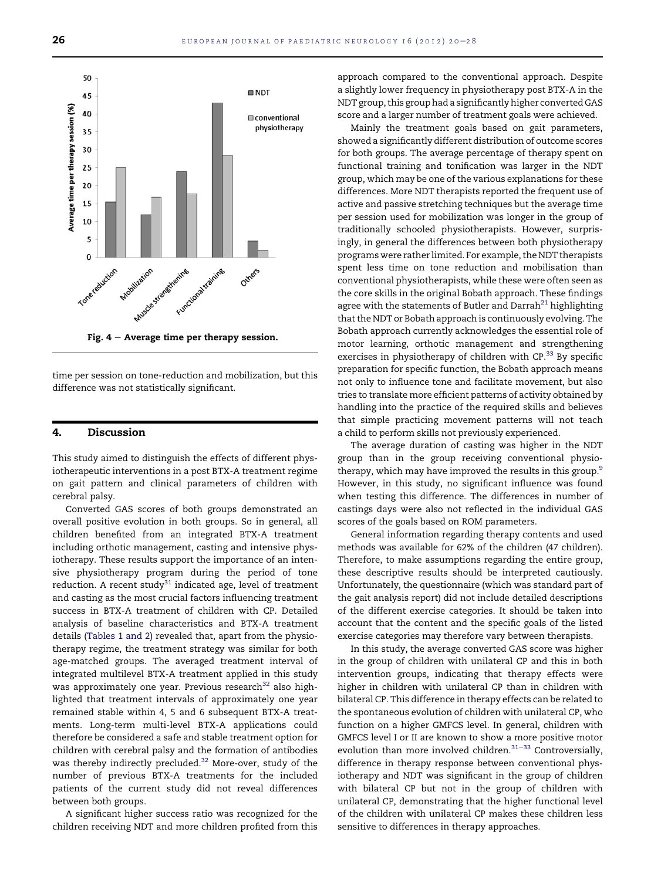50
45
40
35
30
25
20
15
10
5
0

Average time per therapy session (%)

NDT

conventional physiotherapy

Tone reduction

Mobilization

Muscle strengthening

Functional training

Others

**Fig. 4 – Average time per therapy session.**

time per session on tone-reduction and mobilization, but this difference was not statistically significant.

## 4. Discussion

This study aimed to distinguish the effects of different physiotherapeutic interventions in a post BTX-A treatment regime on gait pattern and clinical parameters of children with cerebral palsy.

Converted GAS scores of both groups demonstrated an overall positive evolution in both groups. So in general, all children benefited from an integrated BTX-A treatment including orthotic management, casting and intensive physiotherapy. These results support the importance of an intensive physiotherapy program during the period of tone reduction. A recent study[31] indicated age, level of treatment and casting as the most crucial factors influencing treatment success in BTX-A treatment of children with CP. Detailed analysis of baseline characteristics and BTX-A treatment details (Tables 1 and 2) revealed that, apart from the physiotherapy regime, the treatment strategy was similar for both age-matched groups. The averaged treatment interval of integrated multilevel BTX-A treatment applied in this study was approximately one year. Previous research[32] also highlighted that treatment intervals of approximately one year remained stable within 4, 5 and 6 subsequent BTX-A treatments. Long-term multi-level BTX-A applications could therefore be considered a safe and stable treatment option for children with cerebral palsy and the formation of antibodies was thereby indirectly precluded.[32] More-over, study of the number of previous BTX-A treatments for the included patients of the current study did not reveal differences between both groups.

A significant higher success ratio was recognized for the children receiving NDT and more children profited from this approach compared to the conventional approach. Despite a slightly lower frequency in physiotherapy post BTX-A in the NDT group, this group had a significantly higher converted GAS score and a larger number of treatment goals were achieved.

Mainly the treatment goals based on gait parameters, showed a significantly different distribution of outcome scores for both groups. The average percentage of therapy spent on functional training and tonification was larger in the NDT group, which may be one of the various explanations for these differences. More NDT therapists reported the frequent use of active and passive stretching techniques but the average time per session used for mobilization was longer in the group of traditionally schooled physiotherapists. However, surprisingly, in general the differences between both physiotherapy programs were rather limited. For example, the NDT therapists spent less time on tone reduction and mobilisation than conventional physiotherapists, while these were often seen as the core skills in the original Bobath approach. These findings agree with the statements of Butler and Darrah[21] highlighting that the NDT or Bobath approach is continuously evolving. The Bobath approach currently acknowledges the essential role of motor learning, orthotic management and strengthening exercises in physiotherapy of children with CP.[33] By specific preparation for specific function, the Bobath approach means not only to influence tone and facilitate movement, but also tries to translate more efficient patterns of activity obtained by handling into the practice of the required skills and believes that simple practicing movement patterns will not teach a child to perform skills not previously experienced.

The average duration of casting was higher in the NDT group than in the group receiving conventional physiotherapy, which may have improved the results in this group.[9] However, in this study, no significant influence was found when testing this difference. The differences in number of castings days were also not reflected in the individual GAS scores of the goals based on ROM parameters.

General information regarding therapy contents and used methods was available for 62% of the children (47 children). Therefore, to make assumptions regarding the entire group, these descriptive results should be interpreted cautiously. Unfortunately, the questionnaire (which was standard part of the gait analysis report) did not include detailed descriptions of the different exercise categories. It should be taken into account that the content and the specific goals of the listed exercise categories may therefore vary between therapists.

In this study, the average converted GAS score was higher in the group of children with unilateral CP and this in both intervention groups, indicating that therapy effects were higher in children with unilateral CP than in children with bilateral CP. This difference in therapy effects can be related to the spontaneous evolution of children with unilateral CP, who function on a higher GMFCS level. In general, children with GMFCS level I or II are known to show a more positive motor evolution than more involved children.[31–33] Controversially, difference in therapy response between conventional physiotherapy and NDT was significant in the group of children with bilateral CP but not in the group of children with unilateral CP, demonstrating that the higher functional level of the children with unilateral CP makes these children less sensitive to differences in therapy approaches.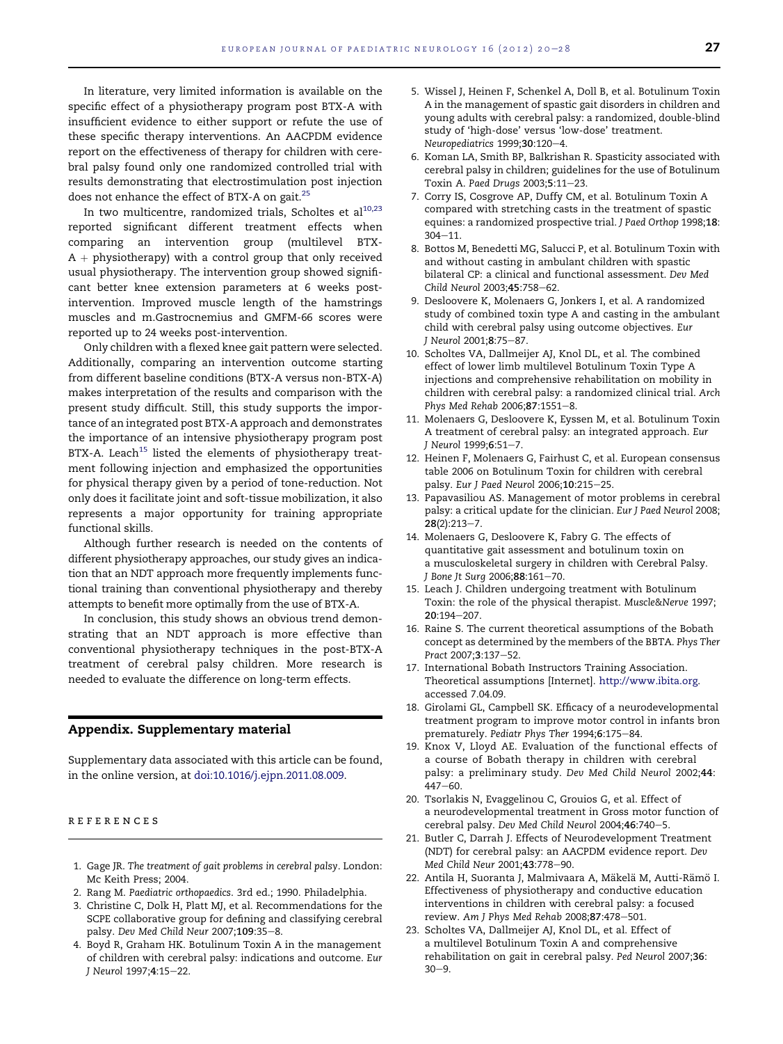In literature, very limited information is available on the specific effect of a physiotherapy program post BTX-A with insufficient evidence to either support or refute the use of these specific therapy interventions. An AACPDM evidence report on the effectiveness of therapy for children with cerebral palsy found only one randomized controlled trial with results demonstrating that electrostimulation post injection does not enhance the effect of BTX-A on gait.[25]

In two multicentre, randomized trials, Scholtes et al[10,23] reported significant different treatment effects when comparing an intervention group (multilevel BTX-A + physiotherapy) with a control group that only received usual physiotherapy. The intervention group showed significant better knee extension parameters at 6 weeks post-intervention. Improved muscle length of the hamstrings muscles and m.Gastrocnemius and GMFM-66 scores were reported up to 24 weeks post-intervention.

Only children with a flexed knee gait pattern were selected. Additionally, comparing an intervention outcome starting from different baseline conditions (BTX-A versus non-BTX-A) makes interpretation of the results and comparison with the present study difficult. Still, this study supports the importance of an integrated post BTX-A approach and demonstrates the importance of an intensive physiotherapy program post BTX-A. Leach[15] listed the elements of physiotherapy treatment following injection and emphasized the opportunities for physical therapy given by a period of tone-reduction. Not only does it facilitate joint and soft-tissue mobilization, it also represents a major opportunity for training appropriate functional skills.

Although further research is needed on the contents of different physiotherapy approaches, our study gives an indication that an NDT approach more frequently implements functional training than conventional physiotherapy and thereby attempts to benefit more optimally from the use of BTX-A.

In conclusion, this study shows an obvious trend demonstrating that an NDT approach is more effective than conventional physiotherapy techniques in the post-BTX-A treatment of cerebral palsy children. More research is needed to evaluate the difference on long-term effects.

## Appendix. Supplementary material

Supplementary data associated with this article can be found, in the online version, at doi:10.1016/j.ejpn.2011.08.009.

## REFERENCES

1. Gage JR. *The treatment of gait problems in cerebral palsy*. London: Mc Keith Press; 2004.
2. Rang M. *Paediatric orthopaedics*. 3rd ed.; 1990. Philadelphia.
3. Christine C, Dolk H, Platt MJ, et al. Recommendations for the SCPE collaborative group for defining and classifying cerebral palsy. *Dev Med Child Neur* 2007;**109**:35–8.
4. Boyd R, Graham HK. Botulinum Toxin A in the management of children with cerebral palsy: indications and outcome. *Eur J Neurol* 1997;**4**:15–22.
5. Wissel J, Heinen F, Schenkel A, Doll B, et al. Botulinum Toxin A in the management of spastic gait disorders in children and young adults with cerebral palsy: a randomized, double-blind study of 'high-dose' versus 'low-dose' treatment. *Neuropediatrics* 1999;**30**:120–4.
6. Koman LA, Smith BP, Balkrishan R. Spasticity associated with cerebral palsy in children; guidelines for the use of Botulinum Toxin A. *Paed Drugs* 2003;**5**:11–23.
7. Corry IS, Cosgrove AP, Duffy CM, et al. Botulinum Toxin A compared with stretching casts in the treatment of spastic equines: a randomized prospective trial. *J Paed Orthop* 1998;**18**: 304–11.
8. Bottos M, Benedetti MG, Salucci P, et al. Botulinum Toxin with and without casting in ambulant children with spastic bilateral CP: a clinical and functional assessment. *Dev Med Child Neurol* 2003;**45**:758–62.
9. Desloovere K, Molenaers G, Jonkers I, et al. A randomized study of combined toxin type A and casting in the ambulant child with cerebral palsy using outcome objectives. *Eur J Neurol* 2001;**8**:75–87.
10. Scholtes VA, Dallmeijer AJ, Knol DL, et al. The combined effect of lower limb multilevel Botulinum Toxin Type A injections and comprehensive rehabilitation on mobility in children with cerebral palsy: a randomized clinical trial. *Arch Phys Med Rehab* 2006;**87**:1551–8.
11. Molenaers G, Desloovere K, Eyssen M, et al. Botulinum Toxin A treatment of cerebral palsy: an integrated approach. *Eur J Neurol* 1999;**6**:51–7.
12. Heinen F, Molenaers G, Fairhust C, et al. European consensus table 2006 on Botulinum Toxin for children with cerebral palsy. *Eur J Paed Neurol* 2006;**10**:215–25.
13. Papavasiliou AS. Management of motor problems in cerebral palsy: a critical update for the clinician. *Eur J Paed Neurol* 2008; **28**(2):213–7.
14. Molenaers G, Desloovere K, Fabry G. The effects of quantitative gait assessment and botulinum toxin on a musculoskeletal surgery in children with Cerebral Palsy. *J Bone Jt Surg* 2006;**88**:161–70.
15. Leach J. Children undergoing treatment with Botulinum Toxin: the role of the physical therapist. *Muscle&Nerve* 1997; **20**:194–207.
16. Raine S. The current theoretical assumptions of the Bobath concept as determined by the members of the BBTA. *Phys Ther Pract* 2007;**3**:137–52.
17. International Bobath Instructors Training Association. Theoretical assumptions [Internet]. http://www.ibita.org. accessed 7.04.09.
18. Girolami GL, Campbell SK. Efficacy of a neurodevelopmental treatment program to improve motor control in infants bron prematurely. *Pediatr Phys Ther* 1994;**6**:175–84.
19. Knox V, Lloyd AE. Evaluation of the functional effects of a course of Bobath therapy in children with cerebral palsy: a preliminary study. *Dev Med Child Neurol* 2002;**44**: 447–60.
20. Tsorlakis N, Evaggelinou C, Grouios G, et al. Effect of a neurodevelopmental treatment in Gross motor function of cerebral palsy. *Dev Med Child Neurol* 2004;**46**:740–5.
21. Butler C, Darrah J. Effects of Neurodevelopment Treatment (NDT) for cerebral palsy: an AACPDM evidence report. *Dev Med Child Neur* 2001;**43**:778–90.
22. Antila H, Suoranta J, Malmivaara A, Mäkelä M, Autti-Rämö I. Effectiveness of physiotherapy and conductive education interventions in children with cerebral palsy: a focused review. *Am J Phys Med Rehab* 2008;**87**:478–501.
23. Scholtes VA, Dallmeijer AJ, Knol DL, et al. Effect of a multilevel Botulinum Toxin A and comprehensive rehabilitation on gait in cerebral palsy. *Ped Neurol* 2007;**36**: 30–9.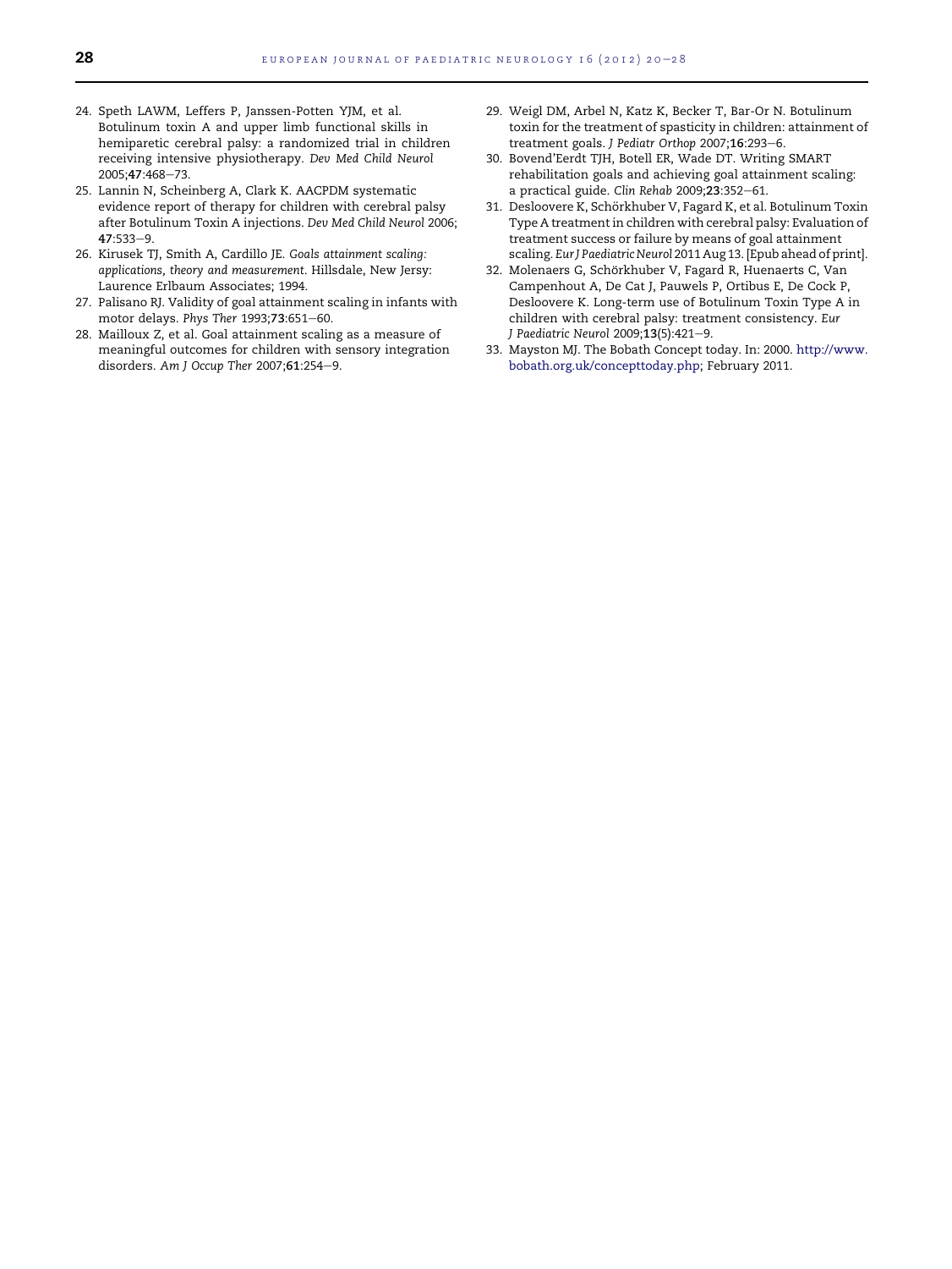24. Speth LAWM, Leffers P, Janssen-Potten YJM, et al. Botulinum toxin A and upper limb functional skills in hemiparetic cerebral palsy: a randomized trial in children receiving intensive physiotherapy. *Dev Med Child Neurol* 2005;**47**:468–73.
25. Lannin N, Scheinberg A, Clark K. AACPDM systematic evidence report of therapy for children with cerebral palsy after Botulinum Toxin A injections. *Dev Med Child Neurol* 2006; **47**:533–9.
26. Kirusek TJ, Smith A, Cardillo JE. *Goals attainment scaling: applications, theory and measurement*. Hillsdale, New Jersy: Laurence Erlbaum Associates; 1994.
27. Palisano RJ. Validity of goal attainment scaling in infants with motor delays. *Phys Ther* 1993;**73**:651–60.
28. Mailloux Z, et al. Goal attainment scaling as a measure of meaningful outcomes for children with sensory integration disorders. *Am J Occup Ther* 2007;**61**:254–9.
29. Weigl DM, Arbel N, Katz K, Becker T, Bar-Or N. Botulinum toxin for the treatment of spasticity in children: attainment of treatment goals. *J Pediatr Orthop* 2007;**16**:293–6.
30. Bovend'Eerdt TJH, Botell ER, Wade DT. Writing SMART rehabilitation goals and achieving goal attainment scaling: a practical guide. *Clin Rehab* 2009;**23**:352–61.
31. Desloovere K, Schörkhuber V, Fagard K, et al. Botulinum Toxin Type A treatment in children with cerebral palsy: Evaluation of treatment success or failure by means of goal attainment scaling. *Eur J Paediatric Neurol* 2011 Aug 13. [Epub ahead of print].
32. Molenaers G, Schörkhuber V, Fagard R, Huenaerts C, Van Campenhout A, De Cat J, Pauwels P, Ortibus E, De Cock P, Desloovere K. Long-term use of Botulinum Toxin Type A in children with cerebral palsy: treatment consistency. *Eur J Paediatric Neurol* 2009;**13**(5):421–9.
33. Mayston MJ. The Bobath Concept today. In: 2000. http://www.bobath.org.uk/concepttoday.php; February 2011.